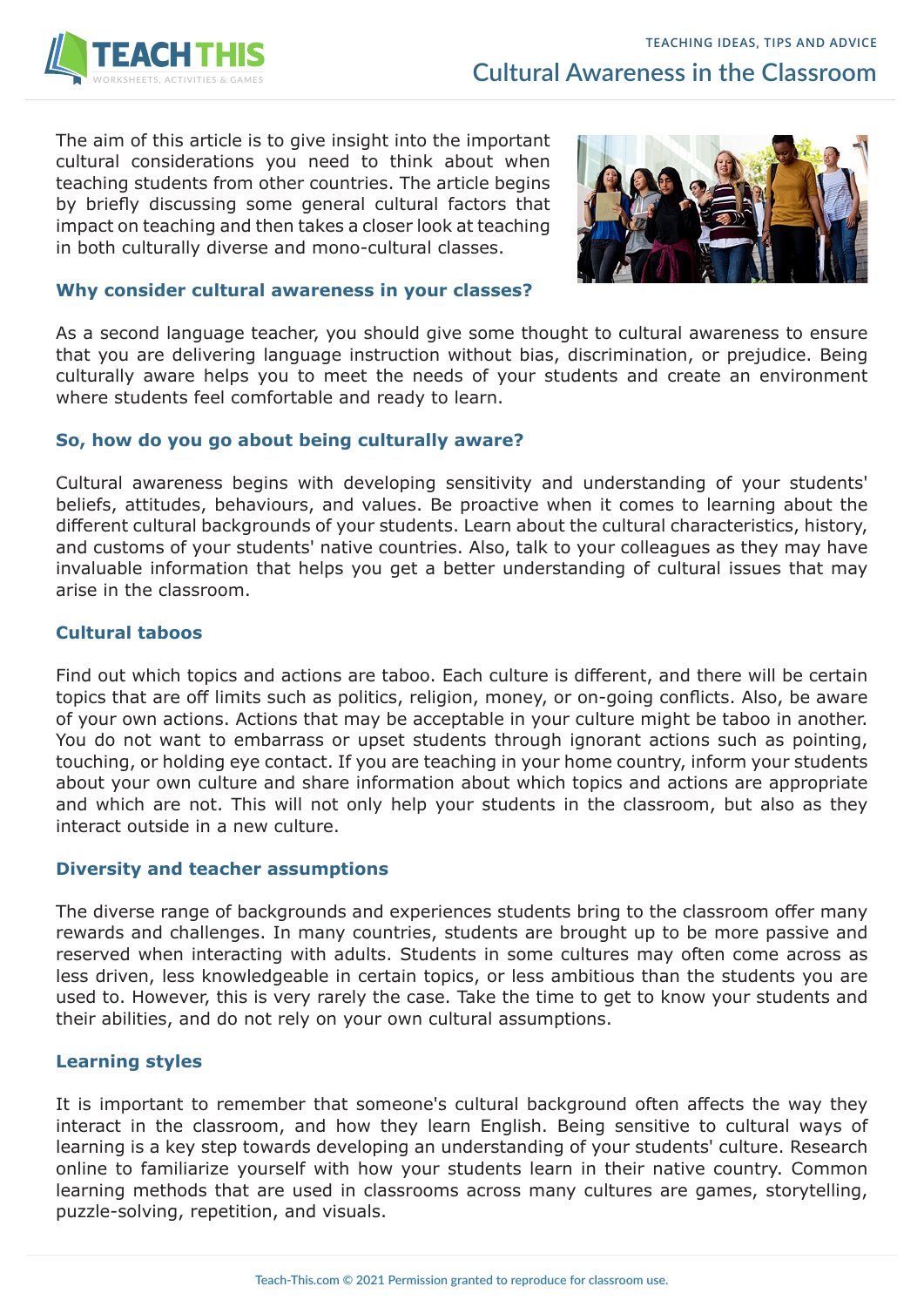# Cultural Awareness in the Classroom

The aim of this article is to give insight into the important cultural considerations you need to think about when teaching students from other countries. The article begins by briefly discussing some general cultural factors that impact on teaching and then takes a closer look at teaching in both culturally diverse and mono-cultural classes.

## Why consider cultural awareness in your classes?

As a second language teacher, you should give some thought to cultural awareness to ensure that you are delivering language instruction without bias, discrimination, or prejudice. Being culturally aware helps you to meet the needs of your students and create an environment where students feel comfortable and ready to learn.

## So, how do you go about being culturally aware?

Cultural awareness begins with developing sensitivity and understanding of your students' beliefs, attitudes, behaviours, and values. Be proactive when it comes to learning about the different cultural backgrounds of your students. Learn about the cultural characteristics, history, and customs of your students' native countries. Also, talk to your colleagues as they may have invaluable information that helps you get a better understanding of cultural issues that may arise in the classroom.

## Cultural taboos

Find out which topics and actions are taboo. Each culture is different, and there will be certain topics that are off limits such as politics, religion, money, or on-going conflicts. Also, be aware of your own actions. Actions that may be acceptable in your culture might be taboo in another. You do not want to embarrass or upset students through ignorant actions such as pointing, touching, or holding eye contact. If you are teaching in your home country, inform your students about your own culture and share information about which topics and actions are appropriate and which are not. This will not only help your students in the classroom, but also as they interact outside in a new culture.

## Diversity and teacher assumptions

The diverse range of backgrounds and experiences students bring to the classroom offer many rewards and challenges. In many countries, students are brought up to be more passive and reserved when interacting with adults. Students in some cultures may often come across as less driven, less knowledgeable in certain topics, or less ambitious than the students you are used to. However, this is very rarely the case. Take the time to get to know your students and their abilities, and do not rely on your own cultural assumptions.

## Learning styles

It is important to remember that someone's cultural background often affects the way they interact in the classroom, and how they learn English. Being sensitive to cultural ways of learning is a key step towards developing an understanding of your students' culture. Research online to familiarize yourself with how your students learn in their native country. Common learning methods that are used in classrooms across many cultures are games, storytelling, puzzle-solving, repetition, and visuals.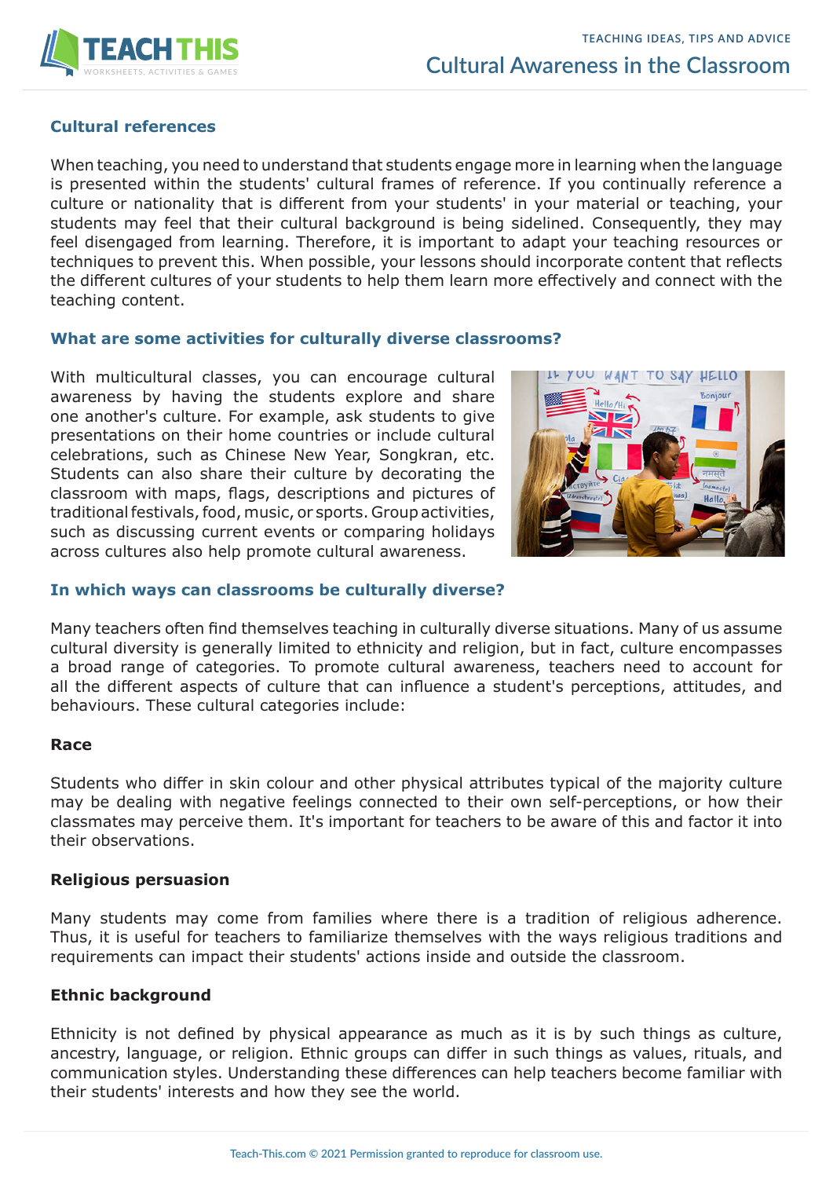## Cultural references

When teaching, you need to understand that students engage more in learning when the language is presented within the students' cultural frames of reference. If you continually reference a culture or nationality that is different from your students' in your material or teaching, your students may feel that their cultural background is being sidelined. Consequently, they may feel disengaged from learning. Therefore, it is important to adapt your teaching resources or techniques to prevent this. When possible, your lessons should incorporate content that reflects the different cultures of your students to help them learn more effectively and connect with the teaching content.

## What are some activities for culturally diverse classrooms?

With multicultural classes, you can encourage cultural awareness by having the students explore and share one another's culture. For example, ask students to give presentations on their home countries or include cultural celebrations, such as Chinese New Year, Songkran, etc. Students can also share their culture by decorating the classroom with maps, flags, descriptions and pictures of traditional festivals, food, music, or sports. Group activities, such as discussing current events or comparing holidays across cultures also help promote cultural awareness.

## In which ways can classrooms be culturally diverse?

Many teachers often find themselves teaching in culturally diverse situations. Many of us assume cultural diversity is generally limited to ethnicity and religion, but in fact, culture encompasses a broad range of categories. To promote cultural awareness, teachers need to account for all the different aspects of culture that can influence a student's perceptions, attitudes, and behaviours. These cultural categories include:

### Race

Students who differ in skin colour and other physical attributes typical of the majority culture may be dealing with negative feelings connected to their own self-perceptions, or how their classmates may perceive them. It's important for teachers to be aware of this and factor it into their observations.

### Religious persuasion

Many students may come from families where there is a tradition of religious adherence. Thus, it is useful for teachers to familiarize themselves with the ways religious traditions and requirements can impact their students' actions inside and outside the classroom.

### Ethnic background

Ethnicity is not defined by physical appearance as much as it is by such things as culture, ancestry, language, or religion. Ethnic groups can differ in such things as values, rituals, and communication styles. Understanding these differences can help teachers become familiar with their students' interests and how they see the world.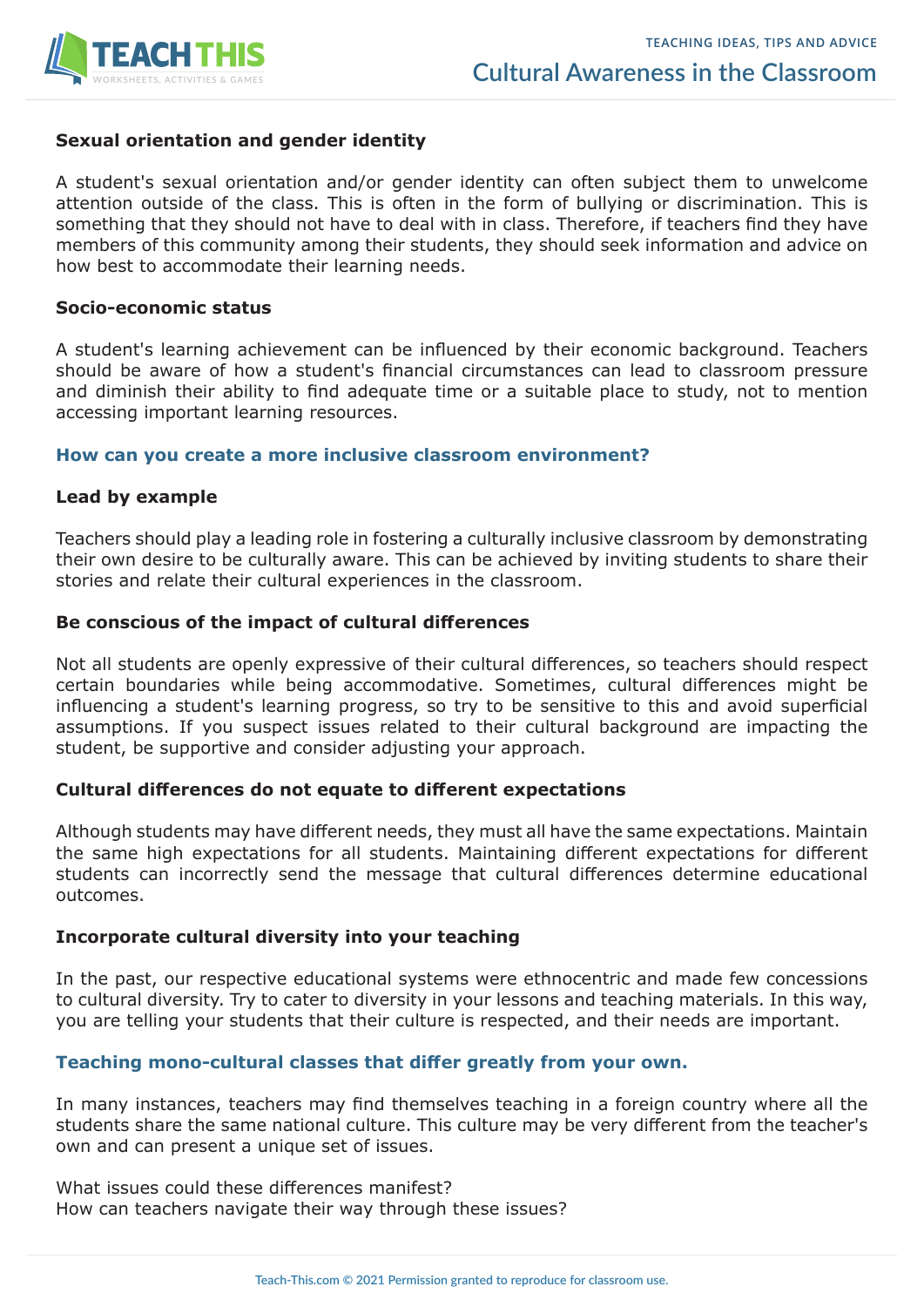### Sexual orientation and gender identity

A student's sexual orientation and/or gender identity can often subject them to unwelcome attention outside of the class. This is often in the form of bullying or discrimination. This is something that they should not have to deal with in class. Therefore, if teachers find they have members of this community among their students, they should seek information and advice on how best to accommodate their learning needs.

### Socio-economic status

A student's learning achievement can be influenced by their economic background. Teachers should be aware of how a student's financial circumstances can lead to classroom pressure and diminish their ability to find adequate time or a suitable place to study, not to mention accessing important learning resources.

## How can you create a more inclusive classroom environment?

### Lead by example

Teachers should play a leading role in fostering a culturally inclusive classroom by demonstrating their own desire to be culturally aware. This can be achieved by inviting students to share their stories and relate their cultural experiences in the classroom.

### Be conscious of the impact of cultural differences

Not all students are openly expressive of their cultural differences, so teachers should respect certain boundaries while being accommodative. Sometimes, cultural differences might be influencing a student's learning progress, so try to be sensitive to this and avoid superficial assumptions. If you suspect issues related to their cultural background are impacting the student, be supportive and consider adjusting your approach.

### Cultural differences do not equate to different expectations

Although students may have different needs, they must all have the same expectations. Maintain the same high expectations for all students. Maintaining different expectations for different students can incorrectly send the message that cultural differences determine educational outcomes.

### Incorporate cultural diversity into your teaching

In the past, our respective educational systems were ethnocentric and made few concessions to cultural diversity. Try to cater to diversity in your lessons and teaching materials. In this way, you are telling your students that their culture is respected, and their needs are important.

## Teaching mono-cultural classes that differ greatly from your own.

In many instances, teachers may find themselves teaching in a foreign country where all the students share the same national culture. This culture may be very different from the teacher's own and can present a unique set of issues.

What issues could these differences manifest?
How can teachers navigate their way through these issues?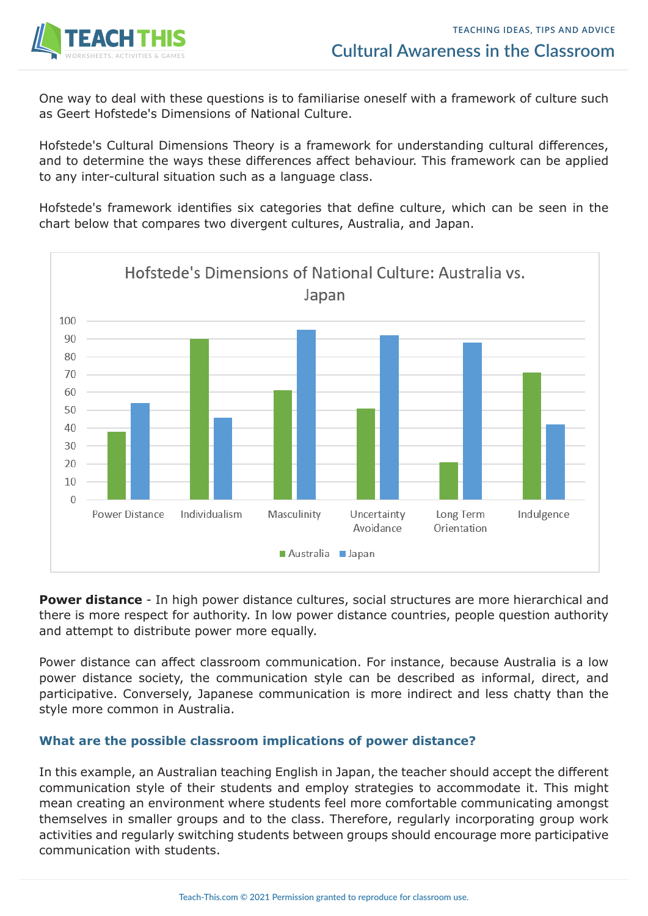One way to deal with these questions is to familiarise oneself with a framework of culture such as Geert Hofstede's Dimensions of National Culture.

Hofstede's Cultural Dimensions Theory is a framework for understanding cultural differences, and to determine the ways these differences affect behaviour. This framework can be applied to any inter-cultural situation such as a language class.

Hofstede's framework identifies six categories that define culture, which can be seen in the chart below that compares two divergent cultures, Australia, and Japan.

**Hofstede's Dimensions of National Culture: Australia vs. Japan**

| Dimension | Australia | Japan |
|---|---|---|
| Power Distance | 38 | 54 |
| Individualism | 90 | 46 |
| Masculinity | 61 | 95 |
| Uncertainty Avoidance | 51 | 92 |
| Long Term Orientation | 21 | 88 |
| Indulgence | 71 | 42 |

**Power distance** - In high power distance cultures, social structures are more hierarchical and there is more respect for authority. In low power distance countries, people question authority and attempt to distribute power more equally.

Power distance can affect classroom communication. For instance, because Australia is a low power distance society, the communication style can be described as informal, direct, and participative. Conversely, Japanese communication is more indirect and less chatty than the style more common in Australia.

### What are the possible classroom implications of power distance?

In this example, an Australian teaching English in Japan, the teacher should accept the different communication style of their students and employ strategies to accommodate it. This might mean creating an environment where students feel more comfortable communicating amongst themselves in smaller groups and to the class. Therefore, regularly incorporating group work activities and regularly switching students between groups should encourage more participative communication with students.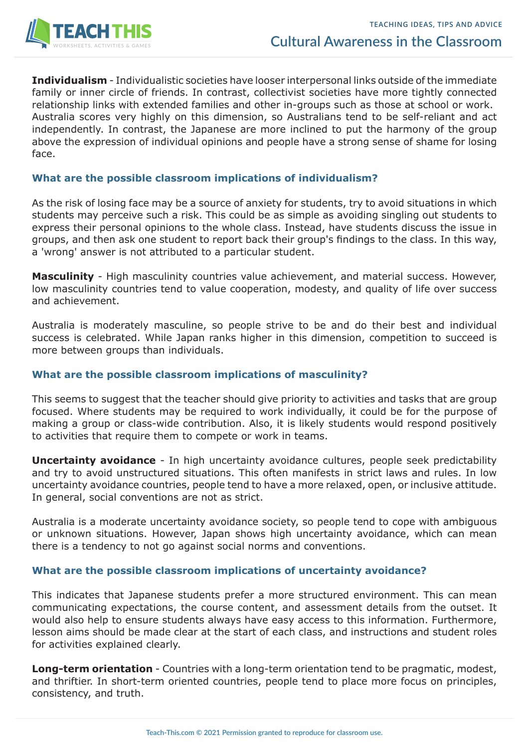**Individualism** - Individualistic societies have looser interpersonal links outside of the immediate family or inner circle of friends. In contrast, collectivist societies have more tightly connected relationship links with extended families and other in-groups such as those at school or work. Australia scores very highly on this dimension, so Australians tend to be self-reliant and act independently. In contrast, the Japanese are more inclined to put the harmony of the group above the expression of individual opinions and people have a strong sense of shame for losing face.

### What are the possible classroom implications of individualism?

As the risk of losing face may be a source of anxiety for students, try to avoid situations in which students may perceive such a risk. This could be as simple as avoiding singling out students to express their personal opinions to the whole class. Instead, have students discuss the issue in groups, and then ask one student to report back their group's findings to the class. In this way, a 'wrong' answer is not attributed to a particular student.

**Masculinity** - High masculinity countries value achievement, and material success. However, low masculinity countries tend to value cooperation, modesty, and quality of life over success and achievement.

Australia is moderately masculine, so people strive to be and do their best and individual success is celebrated. While Japan ranks higher in this dimension, competition to succeed is more between groups than individuals.

### What are the possible classroom implications of masculinity?

This seems to suggest that the teacher should give priority to activities and tasks that are group focused. Where students may be required to work individually, it could be for the purpose of making a group or class-wide contribution. Also, it is likely students would respond positively to activities that require them to compete or work in teams.

**Uncertainty avoidance** - In high uncertainty avoidance cultures, people seek predictability and try to avoid unstructured situations. This often manifests in strict laws and rules. In low uncertainty avoidance countries, people tend to have a more relaxed, open, or inclusive attitude. In general, social conventions are not as strict.

Australia is a moderate uncertainty avoidance society, so people tend to cope with ambiguous or unknown situations. However, Japan shows high uncertainty avoidance, which can mean there is a tendency to not go against social norms and conventions.

### What are the possible classroom implications of uncertainty avoidance?

This indicates that Japanese students prefer a more structured environment. This can mean communicating expectations, the course content, and assessment details from the outset. It would also help to ensure students always have easy access to this information. Furthermore, lesson aims should be made clear at the start of each class, and instructions and student roles for activities explained clearly.

**Long-term orientation** - Countries with a long-term orientation tend to be pragmatic, modest, and thriftier. In short-term oriented countries, people tend to place more focus on principles, consistency, and truth.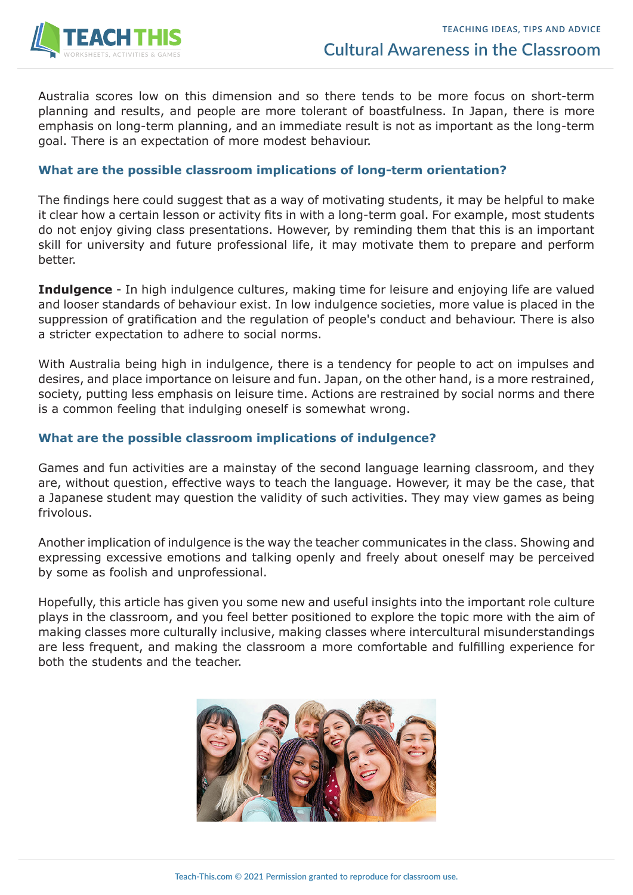Australia scores low on this dimension and so there tends to be more focus on short-term planning and results, and people are more tolerant of boastfulness. In Japan, there is more emphasis on long-term planning, and an immediate result is not as important as the long-term goal. There is an expectation of more modest behaviour.

### What are the possible classroom implications of long-term orientation?

The findings here could suggest that as a way of motivating students, it may be helpful to make it clear how a certain lesson or activity fits in with a long-term goal. For example, most students do not enjoy giving class presentations. However, by reminding them that this is an important skill for university and future professional life, it may motivate them to prepare and perform better.

**Indulgence** - In high indulgence cultures, making time for leisure and enjoying life are valued and looser standards of behaviour exist. In low indulgence societies, more value is placed in the suppression of gratification and the regulation of people's conduct and behaviour. There is also a stricter expectation to adhere to social norms.

With Australia being high in indulgence, there is a tendency for people to act on impulses and desires, and place importance on leisure and fun. Japan, on the other hand, is a more restrained, society, putting less emphasis on leisure time. Actions are restrained by social norms and there is a common feeling that indulging oneself is somewhat wrong.

### What are the possible classroom implications of indulgence?

Games and fun activities are a mainstay of the second language learning classroom, and they are, without question, effective ways to teach the language. However, it may be the case, that a Japanese student may question the validity of such activities. They may view games as being frivolous.

Another implication of indulgence is the way the teacher communicates in the class. Showing and expressing excessive emotions and talking openly and freely about oneself may be perceived by some as foolish and unprofessional.

Hopefully, this article has given you some new and useful insights into the important role culture plays in the classroom, and you feel better positioned to explore the topic more with the aim of making classes more culturally inclusive, making classes where intercultural misunderstandings are less frequent, and making the classroom a more comfortable and fulfilling experience for both the students and the teacher.